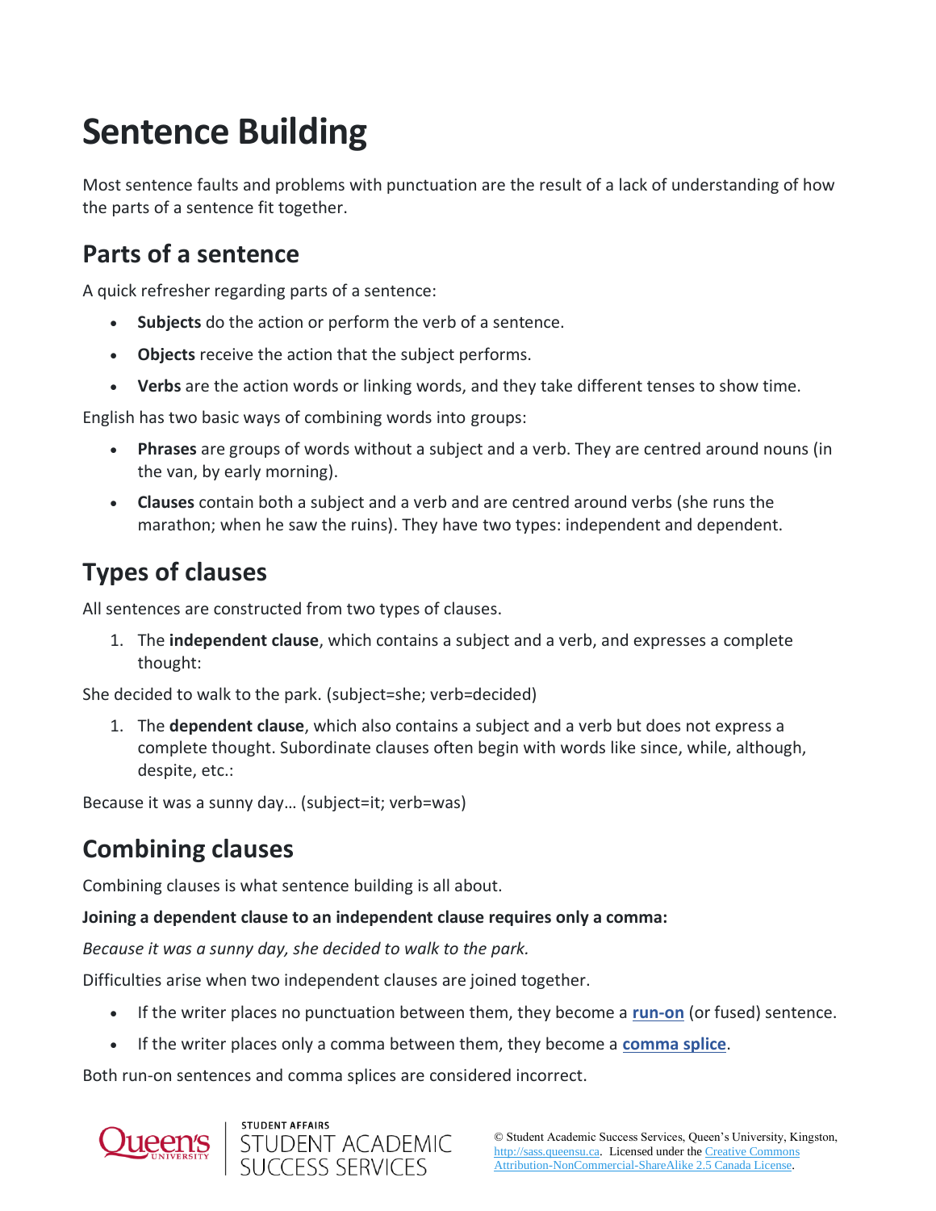# Sentence Building

Most sentence faults and problems with punctuation are the result of a lack of understanding of how the parts of a sentence fit together.

## Parts of a sentence

A quick refresher regarding parts of a sentence:

- **Subjects** do the action or perform the verb of a sentence.
- **Objects** receive the action that the subject performs.
- **Verbs** are the action words or linking words, and they take different tenses to show time.

English has two basic ways of combining words into groups:

- **Phrases** are groups of words without a subject and a verb. They are centred around nouns (in the van, by early morning).
- **Clauses** contain both a subject and a verb and are centred around verbs (she runs the marathon; when he saw the ruins). They have two types: independent and dependent.

## Types of clauses

All sentences are constructed from two types of clauses.

1. The **independent clause**, which contains a subject and a verb, and expresses a complete thought:

She decided to walk to the park. (subject=she; verb=decided)

1. The **dependent clause**, which also contains a subject and a verb but does not express a complete thought. Subordinate clauses often begin with words like since, while, although, despite, etc.:

Because it was a sunny day… (subject=it; verb=was)

## Combining clauses

Combining clauses is what sentence building is all about.

**Joining a dependent clause to an independent clause requires only a comma:**

*Because it was a sunny day, she decided to walk to the park.*

Difficulties arise when two independent clauses are joined together.

- If the writer places no punctuation between them, they become a **run-on** (or fused) sentence.
- If the writer places only a comma between them, they become a **comma splice**.

Both run-on sentences and comma splices are considered incorrect.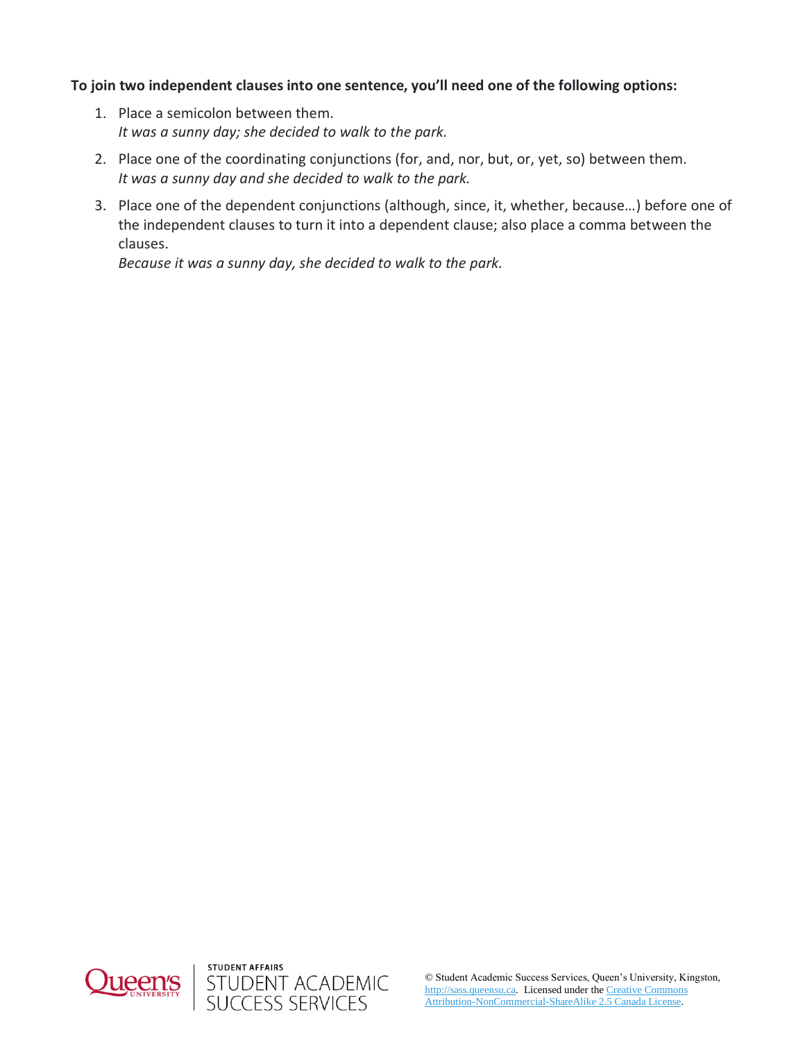**To join two independent clauses into one sentence, you'll need one of the following options:**

1. Place a semicolon between them.
   *It was a sunny day; she decided to walk to the park.*
2. Place one of the coordinating conjunctions (for, and, nor, but, or, yet, so) between them.
   *It was a sunny day and she decided to walk to the park.*
3. Place one of the dependent conjunctions (although, since, it, whether, because…) before one of the independent clauses to turn it into a dependent clause; also place a comma between the clauses.
   *Because it was a sunny day, she decided to walk to the park.*

Queen's University | STUDENT AFFAIRS STUDENT ACADEMIC SUCCESS SERVICES

© Student Academic Success Services, Queen's University, Kingston, http://sass.queensu.ca. Licensed under the Creative Commons Attribution-NonCommercial-ShareAlike 2.5 Canada License.